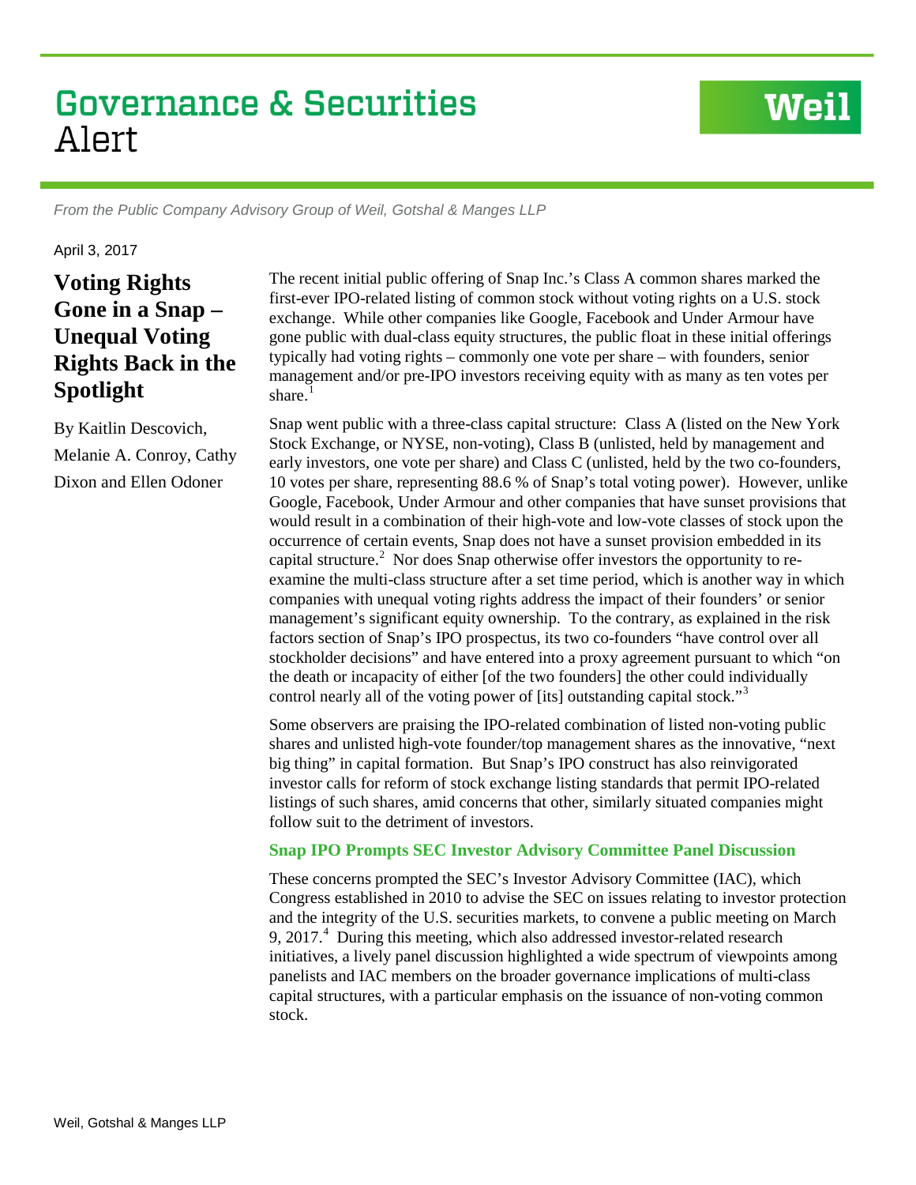# Governance & Securities Alert

*From the Public Company Advisory Group of Weil, Gotshal & Manges LLP*

April 3, 2017

## Voting Rights Gone in a Snap – Unequal Voting Rights Back in the Spotlight

By Kaitlin Descovich, Melanie A. Conroy, Cathy Dixon and Ellen Odoner

The recent initial public offering of Snap Inc.'s Class A common shares marked the first-ever IPO-related listing of common stock without voting rights on a U.S. stock exchange. While other companies like Google, Facebook and Under Armour have gone public with dual-class equity structures, the public float in these initial offerings typically had voting rights – commonly one vote per share – with founders, senior management and/or pre-IPO investors receiving equity with as many as ten votes per share.[1]

Snap went public with a three-class capital structure: Class A (listed on the New York Stock Exchange, or NYSE, non-voting), Class B (unlisted, held by management and early investors, one vote per share) and Class C (unlisted, held by the two co-founders, 10 votes per share, representing 88.6 % of Snap's total voting power). However, unlike Google, Facebook, Under Armour and other companies that have sunset provisions that would result in a combination of their high-vote and low-vote classes of stock upon the occurrence of certain events, Snap does not have a sunset provision embedded in its capital structure.[2] Nor does Snap otherwise offer investors the opportunity to re-examine the multi-class structure after a set time period, which is another way in which companies with unequal voting rights address the impact of their founders' or senior management's significant equity ownership. To the contrary, as explained in the risk factors section of Snap's IPO prospectus, its two co-founders "have control over all stockholder decisions" and have entered into a proxy agreement pursuant to which "on the death or incapacity of either [of the two founders] the other could individually control nearly all of the voting power of [its] outstanding capital stock."[3]

Some observers are praising the IPO-related combination of listed non-voting public shares and unlisted high-vote founder/top management shares as the innovative, "next big thing" in capital formation. But Snap's IPO construct has also reinvigorated investor calls for reform of stock exchange listing standards that permit IPO-related listings of such shares, amid concerns that other, similarly situated companies might follow suit to the detriment of investors.

### Snap IPO Prompts SEC Investor Advisory Committee Panel Discussion

These concerns prompted the SEC's Investor Advisory Committee (IAC), which Congress established in 2010 to advise the SEC on issues relating to investor protection and the integrity of the U.S. securities markets, to convene a public meeting on March 9, 2017.[4] During this meeting, which also addressed investor-related research initiatives, a lively panel discussion highlighted a wide spectrum of viewpoints among panelists and IAC members on the broader governance implications of multi-class capital structures, with a particular emphasis on the issuance of non-voting common stock.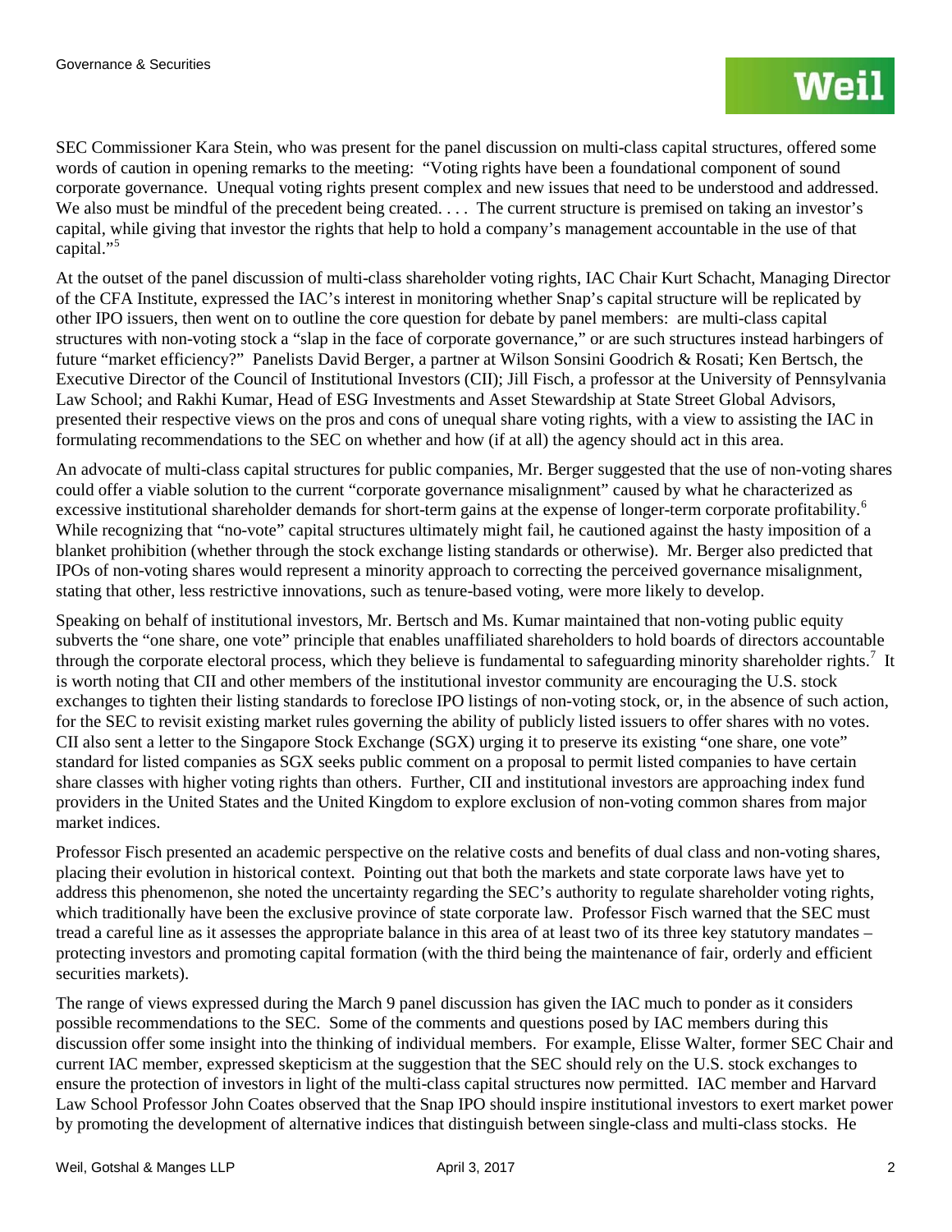SEC Commissioner Kara Stein, who was present for the panel discussion on multi-class capital structures, offered some words of caution in opening remarks to the meeting: "Voting rights have been a foundational component of sound corporate governance. Unequal voting rights present complex and new issues that need to be understood and addressed. We also must be mindful of the precedent being created. . . . The current structure is premised on taking an investor's capital, while giving that investor the rights that help to hold a company's management accountable in the use of that capital."[5]

At the outset of the panel discussion of multi-class shareholder voting rights, IAC Chair Kurt Schacht, Managing Director of the CFA Institute, expressed the IAC's interest in monitoring whether Snap's capital structure will be replicated by other IPO issuers, then went on to outline the core question for debate by panel members: are multi-class capital structures with non-voting stock a "slap in the face of corporate governance," or are such structures instead harbingers of future "market efficiency?" Panelists David Berger, a partner at Wilson Sonsini Goodrich & Rosati; Ken Bertsch, the Executive Director of the Council of Institutional Investors (CII); Jill Fisch, a professor at the University of Pennsylvania Law School; and Rakhi Kumar, Head of ESG Investments and Asset Stewardship at State Street Global Advisors, presented their respective views on the pros and cons of unequal share voting rights, with a view to assisting the IAC in formulating recommendations to the SEC on whether and how (if at all) the agency should act in this area.

An advocate of multi-class capital structures for public companies, Mr. Berger suggested that the use of non-voting shares could offer a viable solution to the current "corporate governance misalignment" caused by what he characterized as excessive institutional shareholder demands for short-term gains at the expense of longer-term corporate profitability.[6] While recognizing that "no-vote" capital structures ultimately might fail, he cautioned against the hasty imposition of a blanket prohibition (whether through the stock exchange listing standards or otherwise). Mr. Berger also predicted that IPOs of non-voting shares would represent a minority approach to correcting the perceived governance misalignment, stating that other, less restrictive innovations, such as tenure-based voting, were more likely to develop.

Speaking on behalf of institutional investors, Mr. Bertsch and Ms. Kumar maintained that non-voting public equity subverts the "one share, one vote" principle that enables unaffiliated shareholders to hold boards of directors accountable through the corporate electoral process, which they believe is fundamental to safeguarding minority shareholder rights.[7] It is worth noting that CII and other members of the institutional investor community are encouraging the U.S. stock exchanges to tighten their listing standards to foreclose IPO listings of non-voting stock, or, in the absence of such action, for the SEC to revisit existing market rules governing the ability of publicly listed issuers to offer shares with no votes. CII also sent a letter to the Singapore Stock Exchange (SGX) urging it to preserve its existing "one share, one vote" standard for listed companies as SGX seeks public comment on a proposal to permit listed companies to have certain share classes with higher voting rights than others. Further, CII and institutional investors are approaching index fund providers in the United States and the United Kingdom to explore exclusion of non-voting common shares from major market indices.

Professor Fisch presented an academic perspective on the relative costs and benefits of dual class and non-voting shares, placing their evolution in historical context. Pointing out that both the markets and state corporate laws have yet to address this phenomenon, she noted the uncertainty regarding the SEC's authority to regulate shareholder voting rights, which traditionally have been the exclusive province of state corporate law. Professor Fisch warned that the SEC must tread a careful line as it assesses the appropriate balance in this area of at least two of its three key statutory mandates – protecting investors and promoting capital formation (with the third being the maintenance of fair, orderly and efficient securities markets).

The range of views expressed during the March 9 panel discussion has given the IAC much to ponder as it considers possible recommendations to the SEC. Some of the comments and questions posed by IAC members during this discussion offer some insight into the thinking of individual members. For example, Elisse Walter, former SEC Chair and current IAC member, expressed skepticism at the suggestion that the SEC should rely on the U.S. stock exchanges to ensure the protection of investors in light of the multi-class capital structures now permitted. IAC member and Harvard Law School Professor John Coates observed that the Snap IPO should inspire institutional investors to exert market power by promoting the development of alternative indices that distinguish between single-class and multi-class stocks. He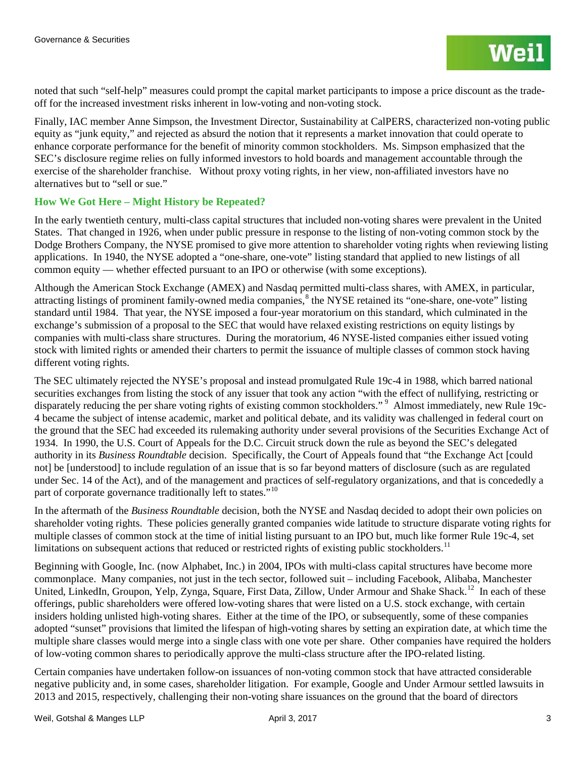noted that such "self-help" measures could prompt the capital market participants to impose a price discount as the trade-off for the increased investment risks inherent in low-voting and non-voting stock.

Finally, IAC member Anne Simpson, the Investment Director, Sustainability at CalPERS, characterized non-voting public equity as "junk equity," and rejected as absurd the notion that it represents a market innovation that could operate to enhance corporate performance for the benefit of minority common stockholders. Ms. Simpson emphasized that the SEC's disclosure regime relies on fully informed investors to hold boards and management accountable through the exercise of the shareholder franchise. Without proxy voting rights, in her view, non-affiliated investors have no alternatives but to "sell or sue."

## How We Got Here – Might History be Repeated?

In the early twentieth century, multi-class capital structures that included non-voting shares were prevalent in the United States. That changed in 1926, when under public pressure in response to the listing of non-voting common stock by the Dodge Brothers Company, the NYSE promised to give more attention to shareholder voting rights when reviewing listing applications. In 1940, the NYSE adopted a "one-share, one-vote" listing standard that applied to new listings of all common equity — whether effected pursuant to an IPO or otherwise (with some exceptions).

Although the American Stock Exchange (AMEX) and Nasdaq permitted multi-class shares, with AMEX, in particular, attracting listings of prominent family-owned media companies,[8] the NYSE retained its "one-share, one-vote" listing standard until 1984. That year, the NYSE imposed a four-year moratorium on this standard, which culminated in the exchange's submission of a proposal to the SEC that would have relaxed existing restrictions on equity listings by companies with multi-class share structures. During the moratorium, 46 NYSE-listed companies either issued voting stock with limited rights or amended their charters to permit the issuance of multiple classes of common stock having different voting rights.

The SEC ultimately rejected the NYSE's proposal and instead promulgated Rule 19c-4 in 1988, which barred national securities exchanges from listing the stock of any issuer that took any action "with the effect of nullifying, restricting or disparately reducing the per share voting rights of existing common stockholders."[9] Almost immediately, new Rule 19c-4 became the subject of intense academic, market and political debate, and its validity was challenged in federal court on the ground that the SEC had exceeded its rulemaking authority under several provisions of the Securities Exchange Act of 1934. In 1990, the U.S. Court of Appeals for the D.C. Circuit struck down the rule as beyond the SEC's delegated authority in its *Business Roundtable* decision. Specifically, the Court of Appeals found that "the Exchange Act [could not] be [understood] to include regulation of an issue that is so far beyond matters of disclosure (such as are regulated under Sec. 14 of the Act), and of the management and practices of self-regulatory organizations, and that is concededly a part of corporate governance traditionally left to states."[10]

In the aftermath of the *Business Roundtable* decision, both the NYSE and Nasdaq decided to adopt their own policies on shareholder voting rights. These policies generally granted companies wide latitude to structure disparate voting rights for multiple classes of common stock at the time of initial listing pursuant to an IPO but, much like former Rule 19c-4, set limitations on subsequent actions that reduced or restricted rights of existing public stockholders.[11]

Beginning with Google, Inc. (now Alphabet, Inc.) in 2004, IPOs with multi-class capital structures have become more commonplace. Many companies, not just in the tech sector, followed suit – including Facebook, Alibaba, Manchester United, LinkedIn, Groupon, Yelp, Zynga, Square, First Data, Zillow, Under Armour and Shake Shack.[12] In each of these offerings, public shareholders were offered low-voting shares that were listed on a U.S. stock exchange, with certain insiders holding unlisted high-voting shares. Either at the time of the IPO, or subsequently, some of these companies adopted "sunset" provisions that limited the lifespan of high-voting shares by setting an expiration date, at which time the multiple share classes would merge into a single class with one vote per share. Other companies have required the holders of low-voting common shares to periodically approve the multi-class structure after the IPO-related listing.

Certain companies have undertaken follow-on issuances of non-voting common stock that have attracted considerable negative publicity and, in some cases, shareholder litigation. For example, Google and Under Armour settled lawsuits in 2013 and 2015, respectively, challenging their non-voting share issuances on the ground that the board of directors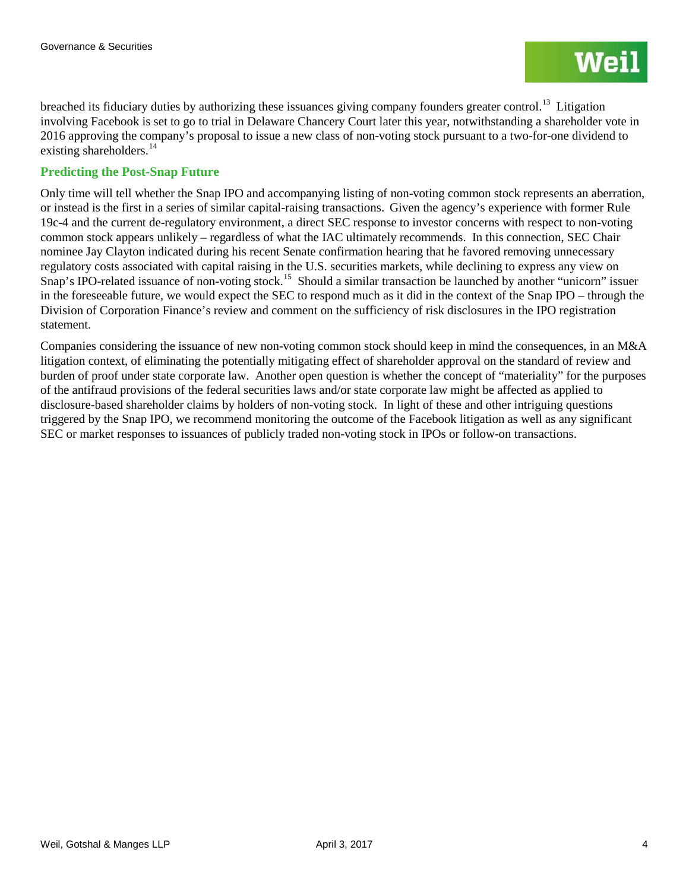breached its fiduciary duties by authorizing these issuances giving company founders greater control.[13] Litigation involving Facebook is set to go to trial in Delaware Chancery Court later this year, notwithstanding a shareholder vote in 2016 approving the company's proposal to issue a new class of non-voting stock pursuant to a two-for-one dividend to existing shareholders.[14]

### Predicting the Post-Snap Future

Only time will tell whether the Snap IPO and accompanying listing of non-voting common stock represents an aberration, or instead is the first in a series of similar capital-raising transactions. Given the agency's experience with former Rule 19c-4 and the current de-regulatory environment, a direct SEC response to investor concerns with respect to non-voting common stock appears unlikely – regardless of what the IAC ultimately recommends. In this connection, SEC Chair nominee Jay Clayton indicated during his recent Senate confirmation hearing that he favored removing unnecessary regulatory costs associated with capital raising in the U.S. securities markets, while declining to express any view on Snap's IPO-related issuance of non-voting stock.[15] Should a similar transaction be launched by another "unicorn" issuer in the foreseeable future, we would expect the SEC to respond much as it did in the context of the Snap IPO – through the Division of Corporation Finance's review and comment on the sufficiency of risk disclosures in the IPO registration statement.

Companies considering the issuance of new non-voting common stock should keep in mind the consequences, in an M&A litigation context, of eliminating the potentially mitigating effect of shareholder approval on the standard of review and burden of proof under state corporate law. Another open question is whether the concept of "materiality" for the purposes of the antifraud provisions of the federal securities laws and/or state corporate law might be affected as applied to disclosure-based shareholder claims by holders of non-voting stock. In light of these and other intriguing questions triggered by the Snap IPO, we recommend monitoring the outcome of the Facebook litigation as well as any significant SEC or market responses to issuances of publicly traded non-voting stock in IPOs or follow-on transactions.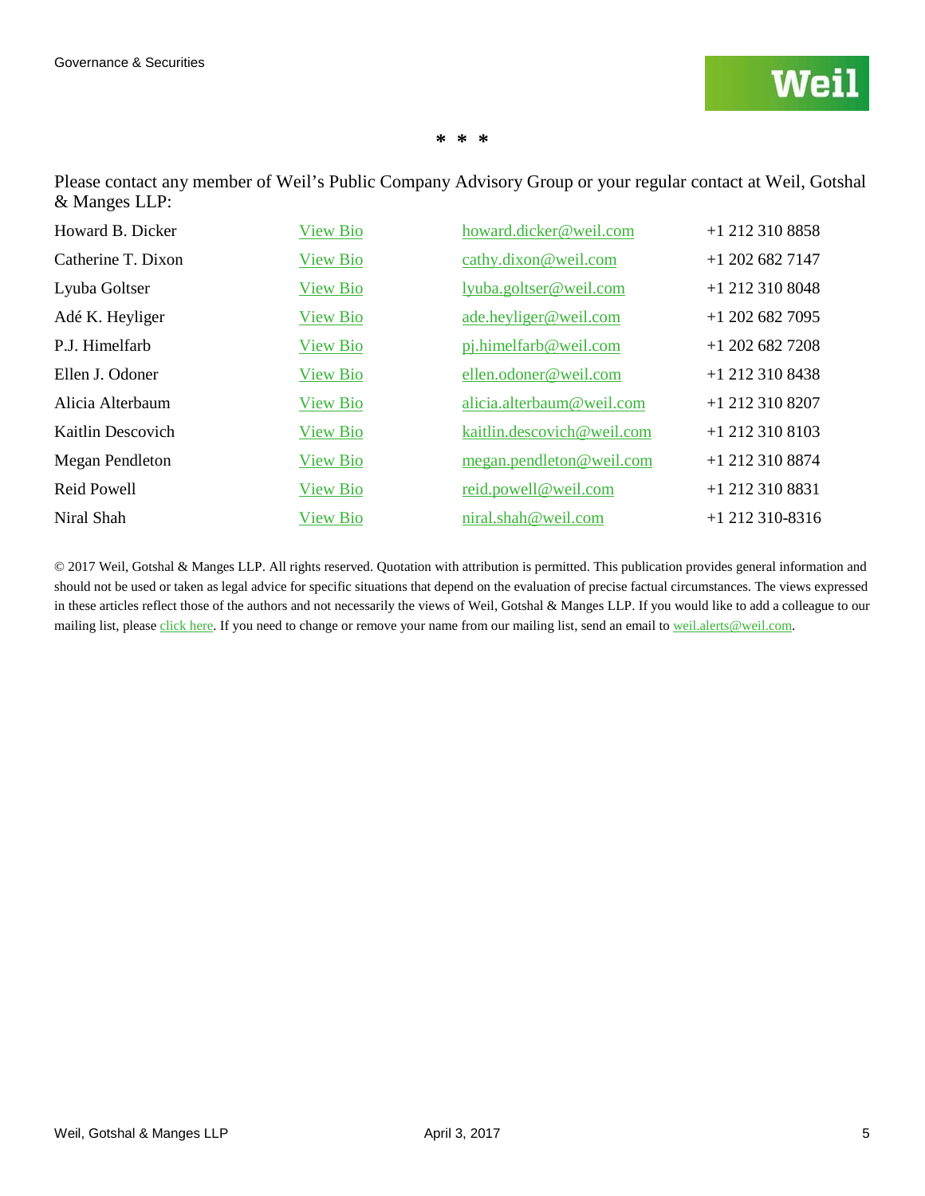\* \* \*

Please contact any member of Weil's Public Company Advisory Group or your regular contact at Weil, Gotshal & Manges LLP:

| | | | |
|---|---|---|---|
| Howard B. Dicker | View Bio | howard.dicker@weil.com | +1 212 310 8858 |
| Catherine T. Dixon | View Bio | cathy.dixon@weil.com | +1 202 682 7147 |
| Lyuba Goltser | View Bio | lyuba.goltser@weil.com | +1 212 310 8048 |
| Adé K. Heyliger | View Bio | ade.heyliger@weil.com | +1 202 682 7095 |
| P.J. Himelfarb | View Bio | pj.himelfarb@weil.com | +1 202 682 7208 |
| Ellen J. Odoner | View Bio | ellen.odoner@weil.com | +1 212 310 8438 |
| Alicia Alterbaum | View Bio | alicia.alterbaum@weil.com | +1 212 310 8207 |
| Kaitlin Descovich | View Bio | kaitlin.descovich@weil.com | +1 212 310 8103 |
| Megan Pendleton | View Bio | megan.pendleton@weil.com | +1 212 310 8874 |
| Reid Powell | View Bio | reid.powell@weil.com | +1 212 310 8831 |
| Niral Shah | View Bio | niral.shah@weil.com | +1 212 310-8316 |

© 2017 Weil, Gotshal & Manges LLP. All rights reserved. Quotation with attribution is permitted. This publication provides general information and should not be used or taken as legal advice for specific situations that depend on the evaluation of precise factual circumstances. The views expressed in these articles reflect those of the authors and not necessarily the views of Weil, Gotshal & Manges LLP. If you would like to add a colleague to our mailing list, please click here. If you need to change or remove your name from our mailing list, send an email to weil.alerts@weil.com.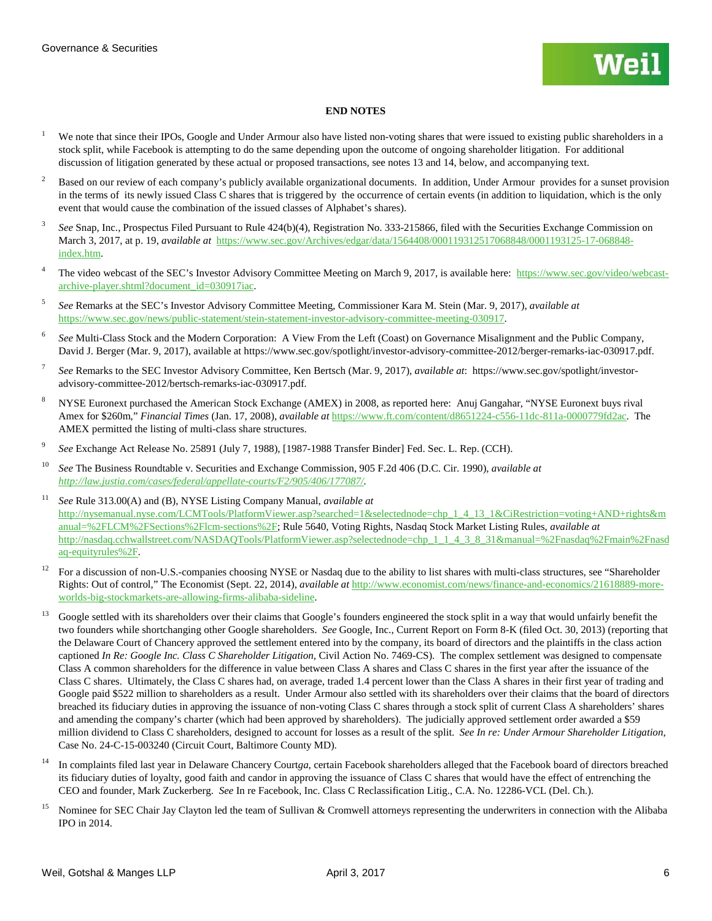**END NOTES**

[1] We note that since their IPOs, Google and Under Armour also have listed non-voting shares that were issued to existing public shareholders in a stock split, while Facebook is attempting to do the same depending upon the outcome of ongoing shareholder litigation. For additional discussion of litigation generated by these actual or proposed transactions, see notes 13 and 14, below, and accompanying text.

[2] Based on our review of each company's publicly available organizational documents. In addition, Under Armour provides for a sunset provision in the terms of its newly issued Class C shares that is triggered by the occurrence of certain events (in addition to liquidation, which is the only event that would cause the combination of the issued classes of Alphabet's shares).

[3] *See* Snap, Inc., Prospectus Filed Pursuant to Rule 424(b)(4), Registration No. 333-215866, filed with the Securities Exchange Commission on March 3, 2017, at p. 19, *available at* https://www.sec.gov/Archives/edgar/data/1564408/000119312517068848/0001193125-17-068848-index.htm.

[4] The video webcast of the SEC's Investor Advisory Committee Meeting on March 9, 2017, is available here: https://www.sec.gov/video/webcast-archive-player.shtml?document_id=030917iac.

[5] *See* Remarks at the SEC's Investor Advisory Committee Meeting, Commissioner Kara M. Stein (Mar. 9, 2017), *available at* https://www.sec.gov/news/public-statement/stein-statement-investor-advisory-committee-meeting-030917.

[6] *See* Multi-Class Stock and the Modern Corporation: A View From the Left (Coast) on Governance Misalignment and the Public Company, David J. Berger (Mar. 9, 2017), available at https://www.sec.gov/spotlight/investor-advisory-committee-2012/berger-remarks-iac-030917.pdf.

[7] *See* Remarks to the SEC Investor Advisory Committee, Ken Bertsch (Mar. 9, 2017), *available at*: https://www.sec.gov/spotlight/investor-advisory-committee-2012/bertsch-remarks-iac-030917.pdf.

[8] NYSE Euronext purchased the American Stock Exchange (AMEX) in 2008, as reported here: Anuj Gangahar, "NYSE Euronext buys rival Amex for $260m," *Financial Times* (Jan. 17, 2008), *available at* https://www.ft.com/content/d8651224-c556-11dc-811a-0000779fd2ac. The AMEX permitted the listing of multi-class share structures.

[9] *See* Exchange Act Release No. 25891 (July 7, 1988), [1987-1988 Transfer Binder] Fed. Sec. L. Rep. (CCH).

[10] *See* The Business Roundtable v. Securities and Exchange Commission, 905 F.2d 406 (D.C. Cir. 1990), *available at http://law.justia.com/cases/federal/appellate-courts/F2/905/406/177087/*.

[11] *See* Rule 313.00(A) and (B), NYSE Listing Company Manual, *available at* http://nysemanual.nyse.com/LCMTools/PlatformViewer.asp?searched=1&selectednode=chp_1_4_13_1&CiRestriction=voting+AND+rights&manual=%2FLCM%2FSections%2Flcm-sections%2F; Rule 5640, Voting Rights, Nasdaq Stock Market Listing Rules, *available at* http://nasdaq.cchwallstreet.com/NASDAQTools/PlatformViewer.asp?selectednode=chp_1_1_4_3_8_31&manual=%2Fnasdaq%2Fmain%2Fnasdaq-equityrules%2F.

[12] For a discussion of non-U.S.-companies choosing NYSE or Nasdaq due to the ability to list shares with multi-class structures, see "Shareholder Rights: Out of control," The Economist (Sept. 22, 2014), *available at* http://www.economist.com/news/finance-and-economics/21618889-more-worlds-big-stockmarkets-are-allowing-firms-alibaba-sideline.

[13] Google settled with its shareholders over their claims that Google's founders engineered the stock split in a way that would unfairly benefit the two founders while shortchanging other Google shareholders. *See* Google, Inc., Current Report on Form 8-K (filed Oct. 30, 2013) (reporting that the Delaware Court of Chancery approved the settlement entered into by the company, its board of directors and the plaintiffs in the class action captioned *In Re: Google Inc. Class C Shareholder Litigation*, Civil Action No. 7469-CS). The complex settlement was designed to compensate Class A common shareholders for the difference in value between Class A shares and Class C shares in the first year after the issuance of the Class C shares. Ultimately, the Class C shares had, on average, traded 1.4 percent lower than the Class A shares in their first year of trading and Google paid $522 million to shareholders as a result. Under Armour also settled with its shareholders over their claims that the board of directors breached its fiduciary duties in approving the issuance of non-voting Class C shares through a stock split of current Class A shareholders' shares and amending the company's charter (which had been approved by shareholders). The judicially approved settlement order awarded a $59 million dividend to Class C shareholders, designed to account for losses as a result of the split. *See In re: Under Armour Shareholder Litigation*, Case No. 24-C-15-003240 (Circuit Court, Baltimore County MD).

[14] In complaints filed last year in Delaware Chancery Court*ga*, certain Facebook shareholders alleged that the Facebook board of directors breached its fiduciary duties of loyalty, good faith and candor in approving the issuance of Class C shares that would have the effect of entrenching the CEO and founder, Mark Zuckerberg. *See* In re Facebook, Inc. Class C Reclassification Litig., C.A. No. 12286-VCL (Del. Ch.).

[15] Nominee for SEC Chair Jay Clayton led the team of Sullivan & Cromwell attorneys representing the underwriters in connection with the Alibaba IPO in 2014.